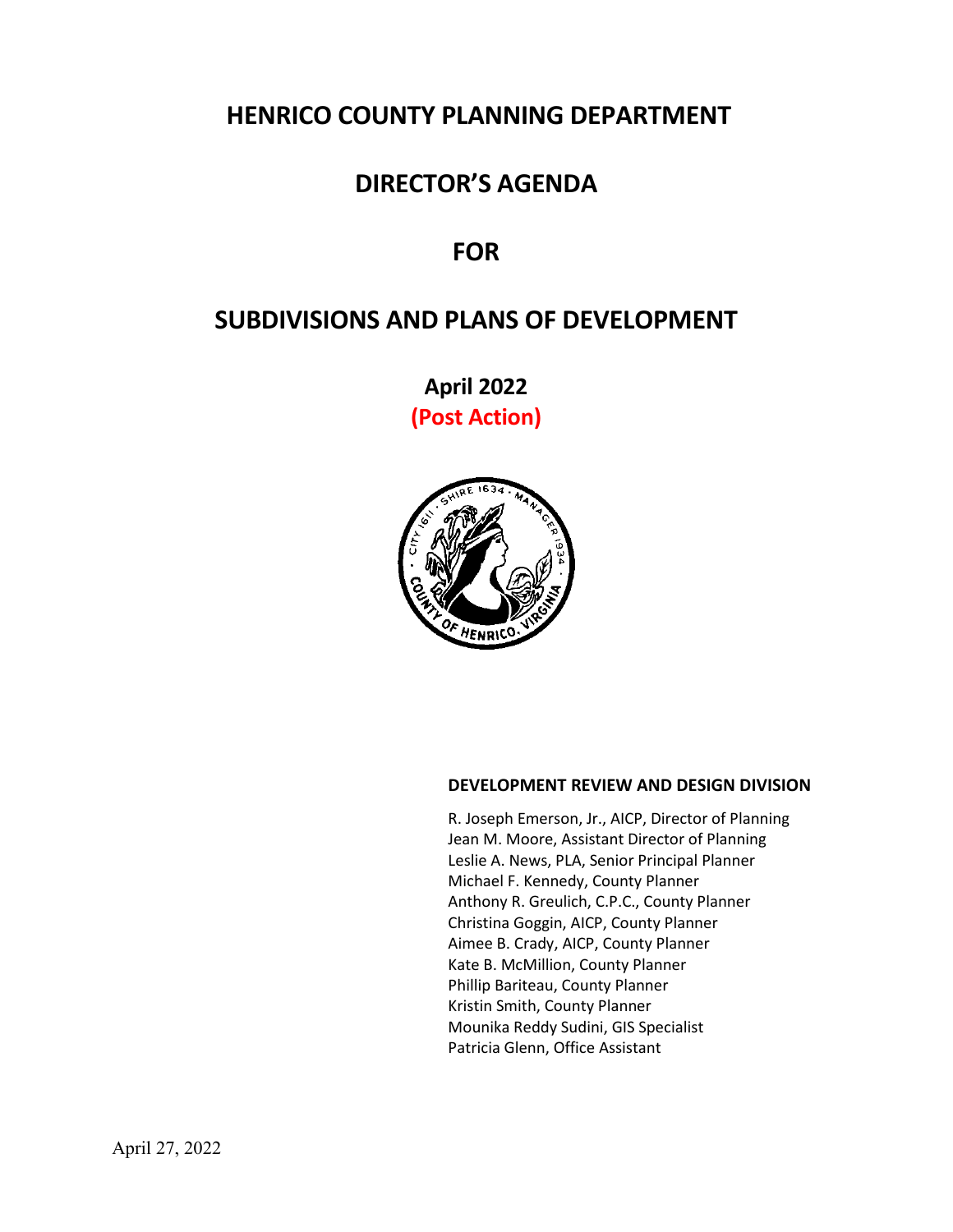# HENRICO COUNTY PLANNING DEPARTMENT

# DIRECTOR'S AGENDA

# FOR

# SUBDIVISIONS AND PLANS OF DEVELOPMENT

**April 2022**

**(Post Action)**

**DEVELOPMENT REVIEW AND DESIGN DIVISION**

R. Joseph Emerson, Jr., AICP, Director of Planning
Jean M. Moore, Assistant Director of Planning
Leslie A. News, PLA, Senior Principal Planner
Michael F. Kennedy, County Planner
Anthony R. Greulich, C.P.C., County Planner
Christina Goggin, AICP, County Planner
Aimee B. Crady, AICP, County Planner
Kate B. McMillion, County Planner
Phillip Bariteau, County Planner
Kristin Smith, County Planner
Mounika Reddy Sudini, GIS Specialist
Patricia Glenn, Office Assistant

April 27, 2022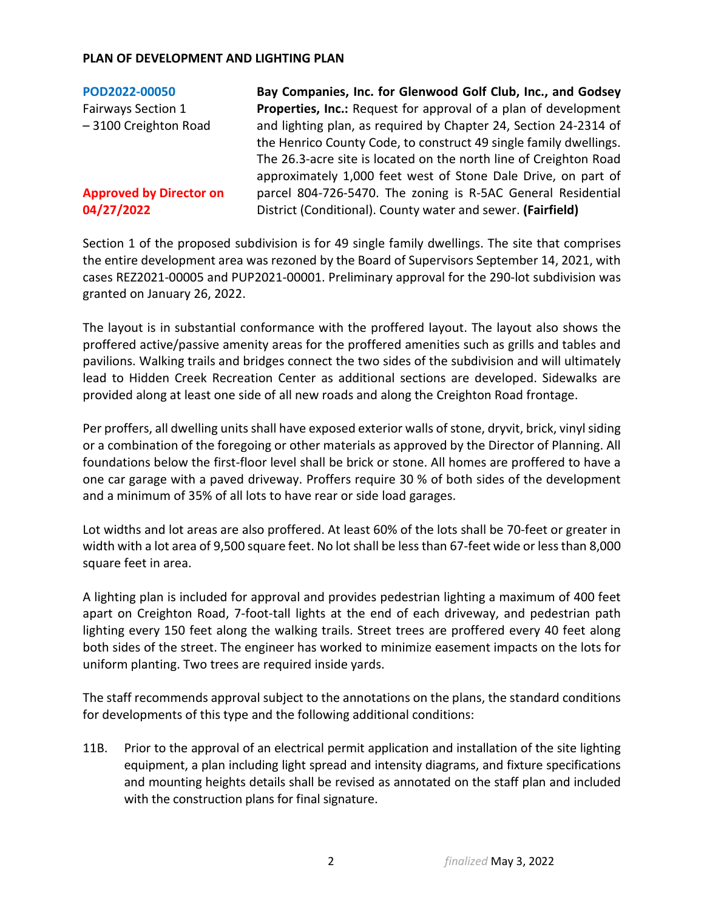**PLAN OF DEVELOPMENT AND LIGHTING PLAN**

**POD2022-00050**
Fairways Section 1
– 3100 Creighton Road

**Approved by Director on 04/27/2022**

**Bay Companies, Inc. for Glenwood Golf Club, Inc., and Godsey Properties, Inc.:** Request for approval of a plan of development and lighting plan, as required by Chapter 24, Section 24-2314 of the Henrico County Code, to construct 49 single family dwellings. The 26.3-acre site is located on the north line of Creighton Road approximately 1,000 feet west of Stone Dale Drive, on part of parcel 804-726-5470. The zoning is R-5AC General Residential District (Conditional). County water and sewer. **(Fairfield)**

Section 1 of the proposed subdivision is for 49 single family dwellings. The site that comprises the entire development area was rezoned by the Board of Supervisors September 14, 2021, with cases REZ2021-00005 and PUP2021-00001. Preliminary approval for the 290-lot subdivision was granted on January 26, 2022.

The layout is in substantial conformance with the proffered layout. The layout also shows the proffered active/passive amenity areas for the proffered amenities such as grills and tables and pavilions. Walking trails and bridges connect the two sides of the subdivision and will ultimately lead to Hidden Creek Recreation Center as additional sections are developed. Sidewalks are provided along at least one side of all new roads and along the Creighton Road frontage.

Per proffers, all dwelling units shall have exposed exterior walls of stone, dryvit, brick, vinyl siding or a combination of the foregoing or other materials as approved by the Director of Planning. All foundations below the first-floor level shall be brick or stone. All homes are proffered to have a one car garage with a paved driveway. Proffers require 30 % of both sides of the development and a minimum of 35% of all lots to have rear or side load garages.

Lot widths and lot areas are also proffered. At least 60% of the lots shall be 70-feet or greater in width with a lot area of 9,500 square feet. No lot shall be less than 67-feet wide or less than 8,000 square feet in area.

A lighting plan is included for approval and provides pedestrian lighting a maximum of 400 feet apart on Creighton Road, 7-foot-tall lights at the end of each driveway, and pedestrian path lighting every 150 feet along the walking trails. Street trees are proffered every 40 feet along both sides of the street. The engineer has worked to minimize easement impacts on the lots for uniform planting. Two trees are required inside yards.

The staff recommends approval subject to the annotations on the plans, the standard conditions for developments of this type and the following additional conditions:

11B. Prior to the approval of an electrical permit application and installation of the site lighting equipment, a plan including light spread and intensity diagrams, and fixture specifications and mounting heights details shall be revised as annotated on the staff plan and included with the construction plans for final signature.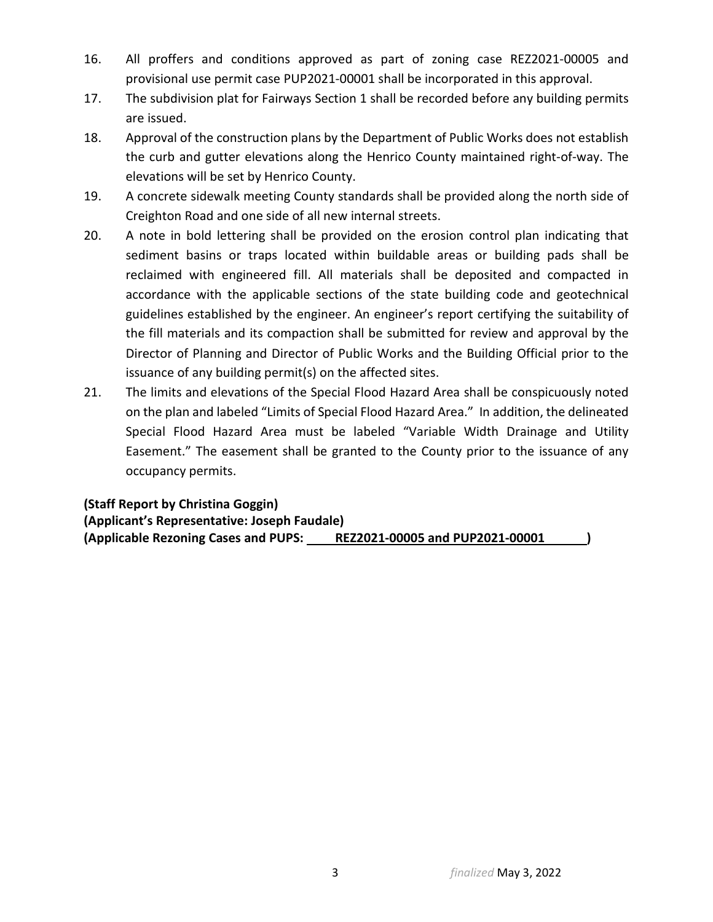16. All proffers and conditions approved as part of zoning case REZ2021-00005 and provisional use permit case PUP2021-00001 shall be incorporated in this approval.
17. The subdivision plat for Fairways Section 1 shall be recorded before any building permits are issued.
18. Approval of the construction plans by the Department of Public Works does not establish the curb and gutter elevations along the Henrico County maintained right-of-way. The elevations will be set by Henrico County.
19. A concrete sidewalk meeting County standards shall be provided along the north side of Creighton Road and one side of all new internal streets.
20. A note in bold lettering shall be provided on the erosion control plan indicating that sediment basins or traps located within buildable areas or building pads shall be reclaimed with engineered fill. All materials shall be deposited and compacted in accordance with the applicable sections of the state building code and geotechnical guidelines established by the engineer. An engineer's report certifying the suitability of the fill materials and its compaction shall be submitted for review and approval by the Director of Planning and Director of Public Works and the Building Official prior to the issuance of any building permit(s) on the affected sites.
21. The limits and elevations of the Special Flood Hazard Area shall be conspicuously noted on the plan and labeled "Limits of Special Flood Hazard Area." In addition, the delineated Special Flood Hazard Area must be labeled "Variable Width Drainage and Utility Easement." The easement shall be granted to the County prior to the issuance of any occupancy permits.

**(Staff Report by Christina Goggin)**
**(Applicant's Representative: Joseph Faudale)**
**(Applicable Rezoning Cases and PUPS: REZ2021-00005 and PUP2021-00001 )**

*finalized* May 3, 2022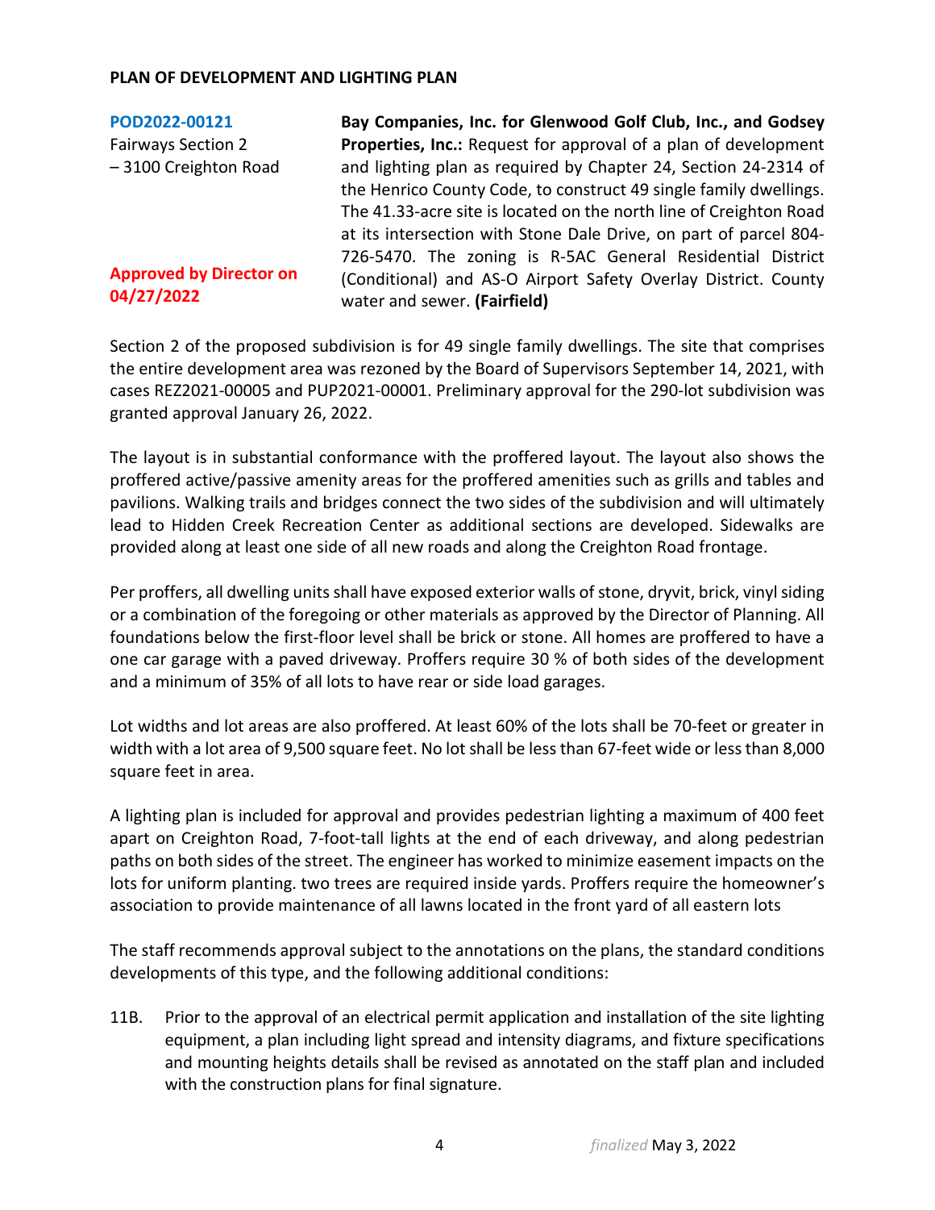## PLAN OF DEVELOPMENT AND LIGHTING PLAN

**POD2022-00121**
Fairways Section 2 – 3100 Creighton Road

**Approved by Director on 04/27/2022**

**Bay Companies, Inc. for Glenwood Golf Club, Inc., and Godsey Properties, Inc.:** Request for approval of a plan of development and lighting plan as required by Chapter 24, Section 24-2314 of the Henrico County Code, to construct 49 single family dwellings. The 41.33-acre site is located on the north line of Creighton Road at its intersection with Stone Dale Drive, on part of parcel 804-726-5470. The zoning is R-5AC General Residential District (Conditional) and AS-O Airport Safety Overlay District. County water and sewer. **(Fairfield)**

Section 2 of the proposed subdivision is for 49 single family dwellings. The site that comprises the entire development area was rezoned by the Board of Supervisors September 14, 2021, with cases REZ2021-00005 and PUP2021-00001. Preliminary approval for the 290-lot subdivision was granted approval January 26, 2022.

The layout is in substantial conformance with the proffered layout. The layout also shows the proffered active/passive amenity areas for the proffered amenities such as grills and tables and pavilions. Walking trails and bridges connect the two sides of the subdivision and will ultimately lead to Hidden Creek Recreation Center as additional sections are developed. Sidewalks are provided along at least one side of all new roads and along the Creighton Road frontage.

Per proffers, all dwelling units shall have exposed exterior walls of stone, dryvit, brick, vinyl siding or a combination of the foregoing or other materials as approved by the Director of Planning. All foundations below the first-floor level shall be brick or stone. All homes are proffered to have a one car garage with a paved driveway. Proffers require 30 % of both sides of the development and a minimum of 35% of all lots to have rear or side load garages.

Lot widths and lot areas are also proffered. At least 60% of the lots shall be 70-feet or greater in width with a lot area of 9,500 square feet. No lot shall be less than 67-feet wide or less than 8,000 square feet in area.

A lighting plan is included for approval and provides pedestrian lighting a maximum of 400 feet apart on Creighton Road, 7-foot-tall lights at the end of each driveway, and along pedestrian paths on both sides of the street. The engineer has worked to minimize easement impacts on the lots for uniform planting. two trees are required inside yards. Proffers require the homeowner's association to provide maintenance of all lawns located in the front yard of all eastern lots

The staff recommends approval subject to the annotations on the plans, the standard conditions developments of this type, and the following additional conditions:

11B. Prior to the approval of an electrical permit application and installation of the site lighting equipment, a plan including light spread and intensity diagrams, and fixture specifications and mounting heights details shall be revised as annotated on the staff plan and included with the construction plans for final signature.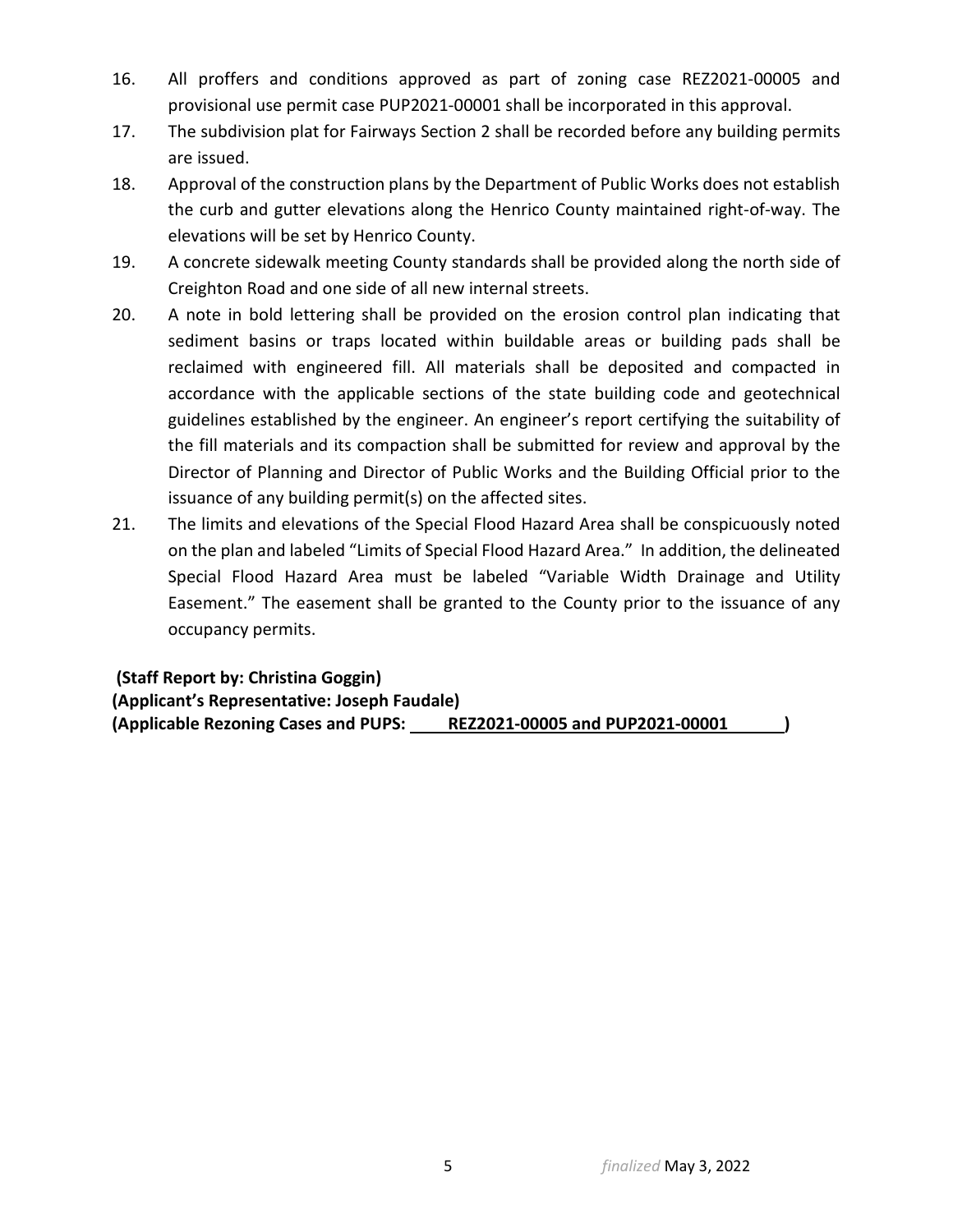16. All proffers and conditions approved as part of zoning case REZ2021-00005 and provisional use permit case PUP2021-00001 shall be incorporated in this approval.
17. The subdivision plat for Fairways Section 2 shall be recorded before any building permits are issued.
18. Approval of the construction plans by the Department of Public Works does not establish the curb and gutter elevations along the Henrico County maintained right-of-way. The elevations will be set by Henrico County.
19. A concrete sidewalk meeting County standards shall be provided along the north side of Creighton Road and one side of all new internal streets.
20. A note in bold lettering shall be provided on the erosion control plan indicating that sediment basins or traps located within buildable areas or building pads shall be reclaimed with engineered fill. All materials shall be deposited and compacted in accordance with the applicable sections of the state building code and geotechnical guidelines established by the engineer. An engineer's report certifying the suitability of the fill materials and its compaction shall be submitted for review and approval by the Director of Planning and Director of Public Works and the Building Official prior to the issuance of any building permit(s) on the affected sites.
21. The limits and elevations of the Special Flood Hazard Area shall be conspicuously noted on the plan and labeled "Limits of Special Flood Hazard Area." In addition, the delineated Special Flood Hazard Area must be labeled "Variable Width Drainage and Utility Easement." The easement shall be granted to the County prior to the issuance of any occupancy permits.

**(Staff Report by: Christina Goggin)**
**(Applicant's Representative: Joseph Faudale)**
**(Applicable Rezoning Cases and PUPS: REZ2021-00005 and PUP2021-00001 )**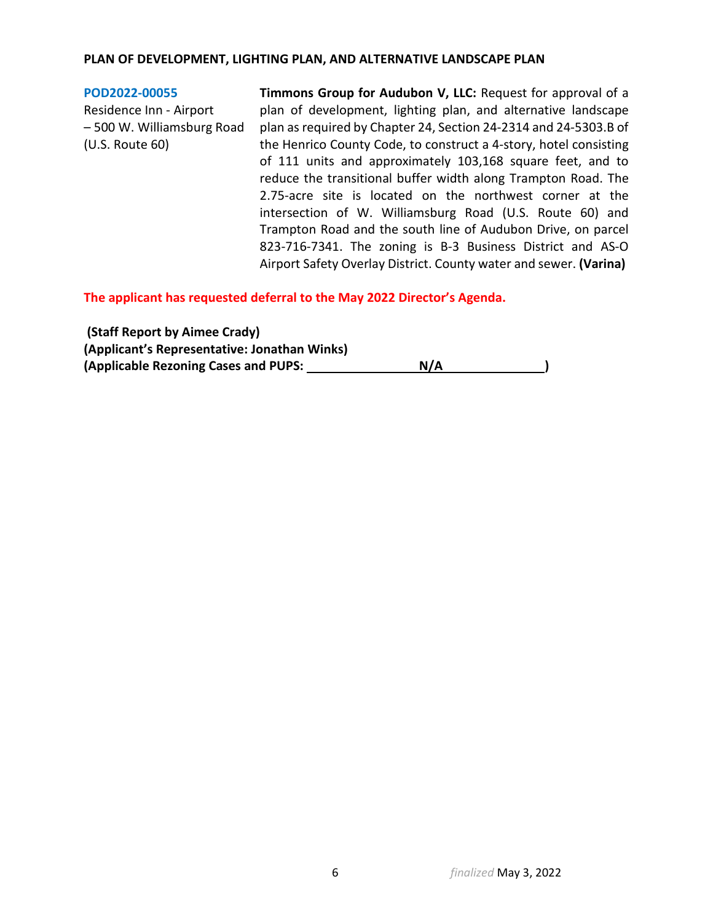**PLAN OF DEVELOPMENT, LIGHTING PLAN, AND ALTERNATIVE LANDSCAPE PLAN**

**POD2022-00055**
Residence Inn - Airport – 500 W. Williamsburg Road (U.S. Route 60)

**Timmons Group for Audubon V, LLC:** Request for approval of a plan of development, lighting plan, and alternative landscape plan as required by Chapter 24, Section 24-2314 and 24-5303.B of the Henrico County Code, to construct a 4-story, hotel consisting of 111 units and approximately 103,168 square feet, and to reduce the transitional buffer width along Trampton Road. The 2.75-acre site is located on the northwest corner at the intersection of W. Williamsburg Road (U.S. Route 60) and Trampton Road and the south line of Audubon Drive, on parcel 823-716-7341. The zoning is B-3 Business District and AS-O Airport Safety Overlay District. County water and sewer. **(Varina)**

**The applicant has requested deferral to the May 2022 Director's Agenda.**

**(Staff Report by Aimee Crady)**
**(Applicant's Representative: Jonathan Winks)**
**(Applicable Rezoning Cases and PUPS: N/A)**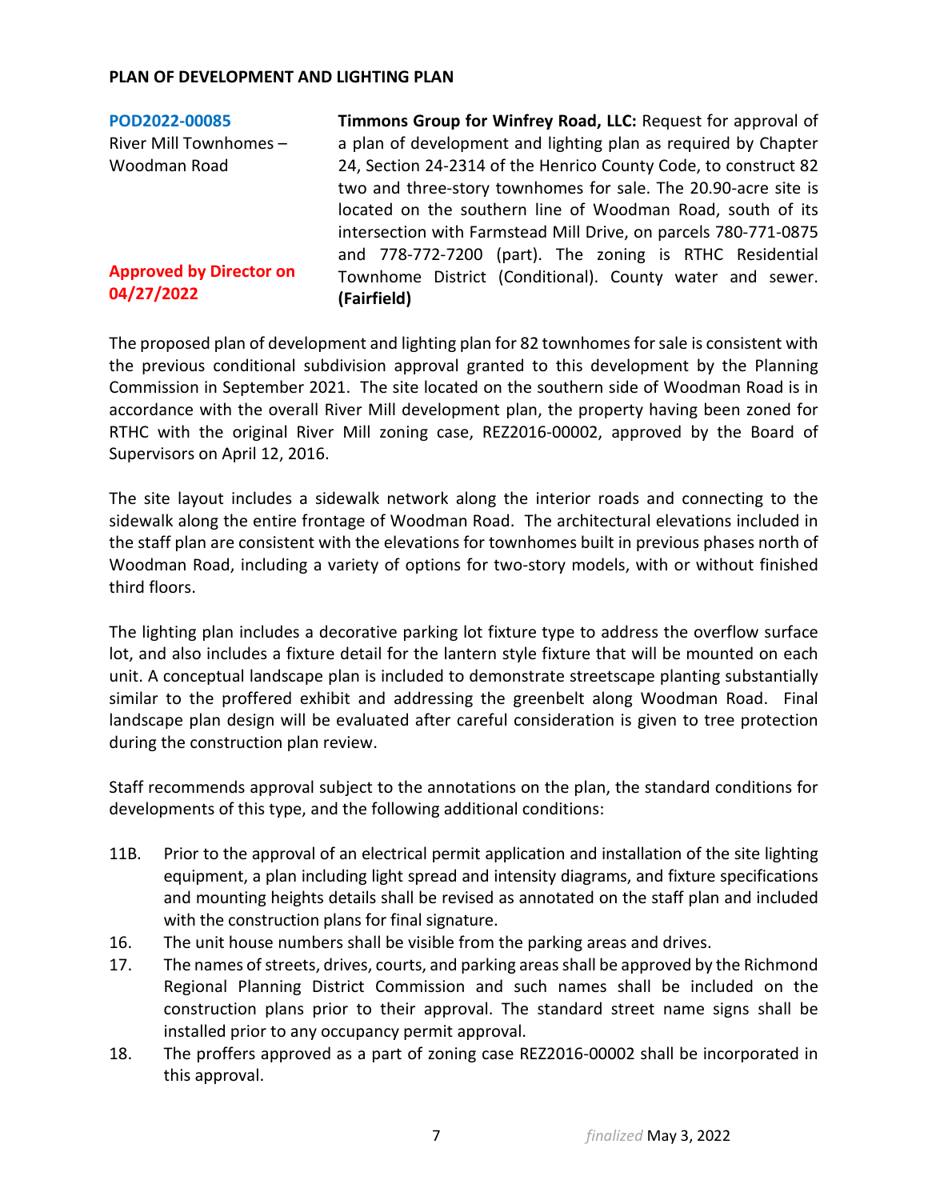**PLAN OF DEVELOPMENT AND LIGHTING PLAN**

**POD2022-00085**
River Mill Townhomes – Woodman Road

**Approved by Director on 04/27/2022**

**Timmons Group for Winfrey Road, LLC:** Request for approval of a plan of development and lighting plan as required by Chapter 24, Section 24-2314 of the Henrico County Code, to construct 82 two and three-story townhomes for sale. The 20.90-acre site is located on the southern line of Woodman Road, south of its intersection with Farmstead Mill Drive, on parcels 780-771-0875 and 778-772-7200 (part). The zoning is RTHC Residential Townhome District (Conditional). County water and sewer. **(Fairfield)**

The proposed plan of development and lighting plan for 82 townhomes for sale is consistent with the previous conditional subdivision approval granted to this development by the Planning Commission in September 2021. The site located on the southern side of Woodman Road is in accordance with the overall River Mill development plan, the property having been zoned for RTHC with the original River Mill zoning case, REZ2016-00002, approved by the Board of Supervisors on April 12, 2016.

The site layout includes a sidewalk network along the interior roads and connecting to the sidewalk along the entire frontage of Woodman Road. The architectural elevations included in the staff plan are consistent with the elevations for townhomes built in previous phases north of Woodman Road, including a variety of options for two-story models, with or without finished third floors.

The lighting plan includes a decorative parking lot fixture type to address the overflow surface lot, and also includes a fixture detail for the lantern style fixture that will be mounted on each unit. A conceptual landscape plan is included to demonstrate streetscape planting substantially similar to the proffered exhibit and addressing the greenbelt along Woodman Road. Final landscape plan design will be evaluated after careful consideration is given to tree protection during the construction plan review.

Staff recommends approval subject to the annotations on the plan, the standard conditions for developments of this type, and the following additional conditions:

11B. Prior to the approval of an electrical permit application and installation of the site lighting equipment, a plan including light spread and intensity diagrams, and fixture specifications and mounting heights details shall be revised as annotated on the staff plan and included with the construction plans for final signature.

16. The unit house numbers shall be visible from the parking areas and drives.

17. The names of streets, drives, courts, and parking areas shall be approved by the Richmond Regional Planning District Commission and such names shall be included on the construction plans prior to their approval. The standard street name signs shall be installed prior to any occupancy permit approval.

18. The proffers approved as a part of zoning case REZ2016-00002 shall be incorporated in this approval.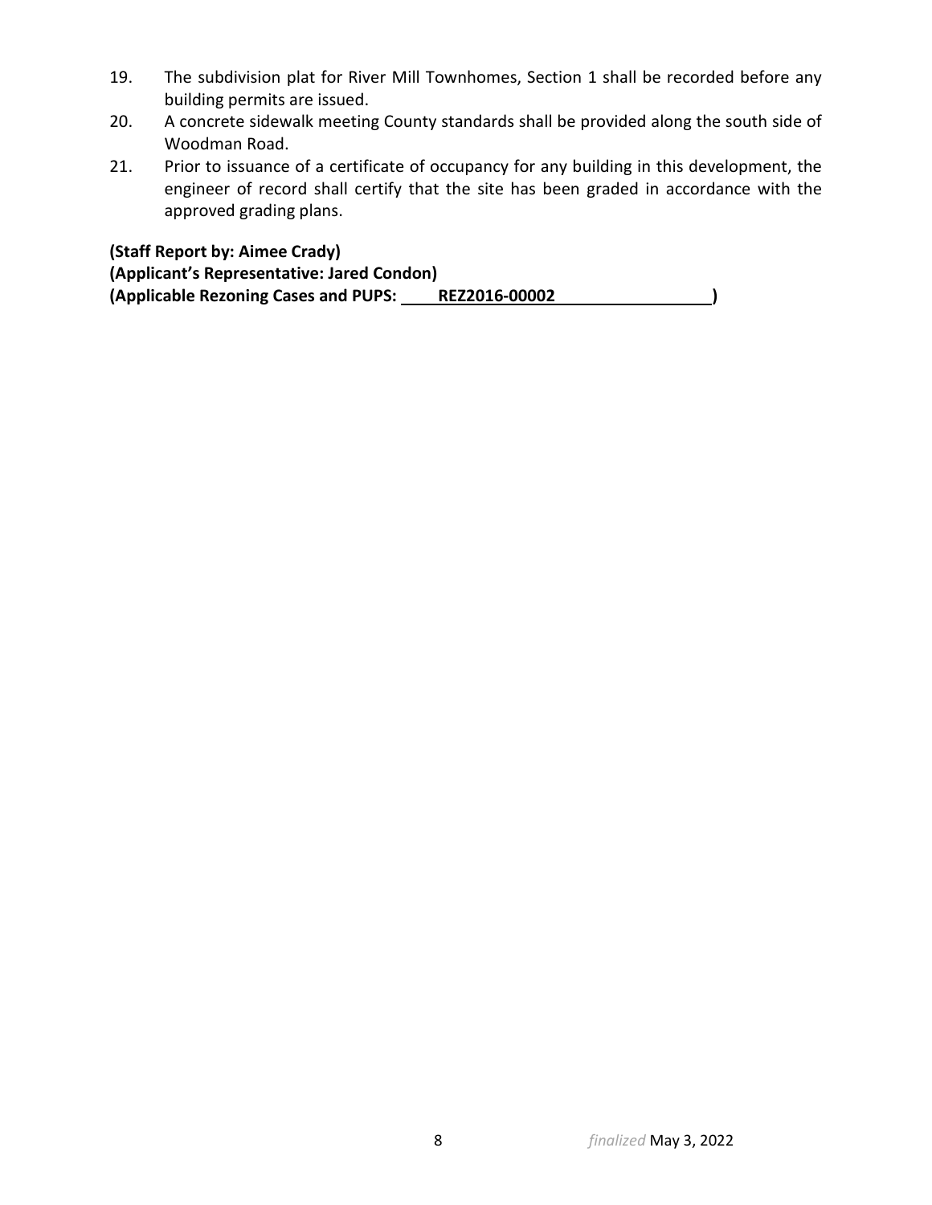19. The subdivision plat for River Mill Townhomes, Section 1 shall be recorded before any building permits are issued.
20. A concrete sidewalk meeting County standards shall be provided along the south side of Woodman Road.
21. Prior to issuance of a certificate of occupancy for any building in this development, the engineer of record shall certify that the site has been graded in accordance with the approved grading plans.

**(Staff Report by: Aimee Crady)**
**(Applicant's Representative: Jared Condon)**
**(Applicable Rezoning Cases and PUPS: REZ2016-00002 )**

*finalized* May 3, 2022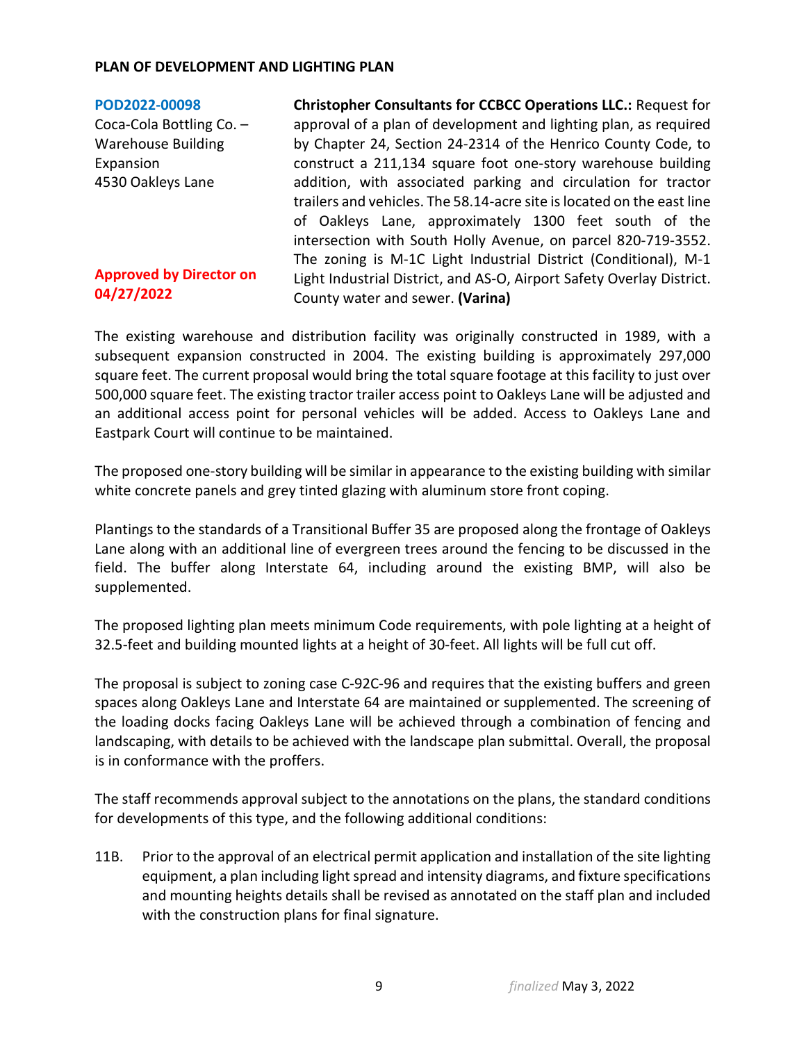**PLAN OF DEVELOPMENT AND LIGHTING PLAN**

| | |
|---|---|
| **POD2022-00098**<br>Coca-Cola Bottling Co. – Warehouse Building Expansion<br>4530 Oakleys Lane<br><br>**Approved by Director on 04/27/2022** | **Christopher Consultants for CCBCC Operations LLC.:** Request for approval of a plan of development and lighting plan, as required by Chapter 24, Section 24-2314 of the Henrico County Code, to construct a 211,134 square foot one-story warehouse building addition, with associated parking and circulation for tractor trailers and vehicles. The 58.14-acre site is located on the east line of Oakleys Lane, approximately 1300 feet south of the intersection with South Holly Avenue, on parcel 820-719-3552. The zoning is M-1C Light Industrial District (Conditional), M-1 Light Industrial District, and AS-O, Airport Safety Overlay District. County water and sewer. **(Varina)** |

The existing warehouse and distribution facility was originally constructed in 1989, with a subsequent expansion constructed in 2004. The existing building is approximately 297,000 square feet. The current proposal would bring the total square footage at this facility to just over 500,000 square feet. The existing tractor trailer access point to Oakleys Lane will be adjusted and an additional access point for personal vehicles will be added. Access to Oakleys Lane and Eastpark Court will continue to be maintained.

The proposed one-story building will be similar in appearance to the existing building with similar white concrete panels and grey tinted glazing with aluminum store front coping.

Plantings to the standards of a Transitional Buffer 35 are proposed along the frontage of Oakleys Lane along with an additional line of evergreen trees around the fencing to be discussed in the field. The buffer along Interstate 64, including around the existing BMP, will also be supplemented.

The proposed lighting plan meets minimum Code requirements, with pole lighting at a height of 32.5-feet and building mounted lights at a height of 30-feet. All lights will be full cut off.

The proposal is subject to zoning case C-92C-96 and requires that the existing buffers and green spaces along Oakleys Lane and Interstate 64 are maintained or supplemented. The screening of the loading docks facing Oakleys Lane will be achieved through a combination of fencing and landscaping, with details to be achieved with the landscape plan submittal. Overall, the proposal is in conformance with the proffers.

The staff recommends approval subject to the annotations on the plans, the standard conditions for developments of this type, and the following additional conditions:

11B. Prior to the approval of an electrical permit application and installation of the site lighting equipment, a plan including light spread and intensity diagrams, and fixture specifications and mounting heights details shall be revised as annotated on the staff plan and included with the construction plans for final signature.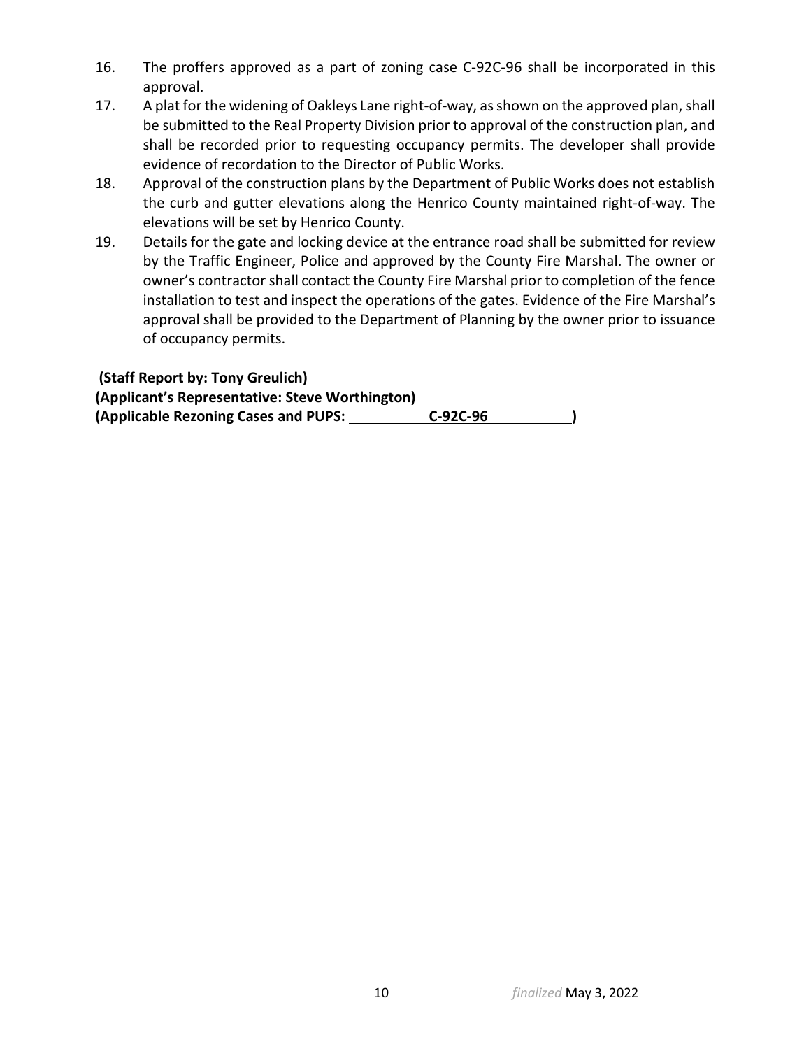16. The proffers approved as a part of zoning case C-92C-96 shall be incorporated in this approval.
17. A plat for the widening of Oakleys Lane right-of-way, as shown on the approved plan, shall be submitted to the Real Property Division prior to approval of the construction plan, and shall be recorded prior to requesting occupancy permits. The developer shall provide evidence of recordation to the Director of Public Works.
18. Approval of the construction plans by the Department of Public Works does not establish the curb and gutter elevations along the Henrico County maintained right-of-way. The elevations will be set by Henrico County.
19. Details for the gate and locking device at the entrance road shall be submitted for review by the Traffic Engineer, Police and approved by the County Fire Marshal. The owner or owner's contractor shall contact the County Fire Marshal prior to completion of the fence installation to test and inspect the operations of the gates. Evidence of the Fire Marshal's approval shall be provided to the Department of Planning by the owner prior to issuance of occupancy permits.

**(Staff Report by: Tony Greulich)**
**(Applicant's Representative: Steve Worthington)**
**(Applicable Rezoning Cases and PUPS: C-92C-96 )**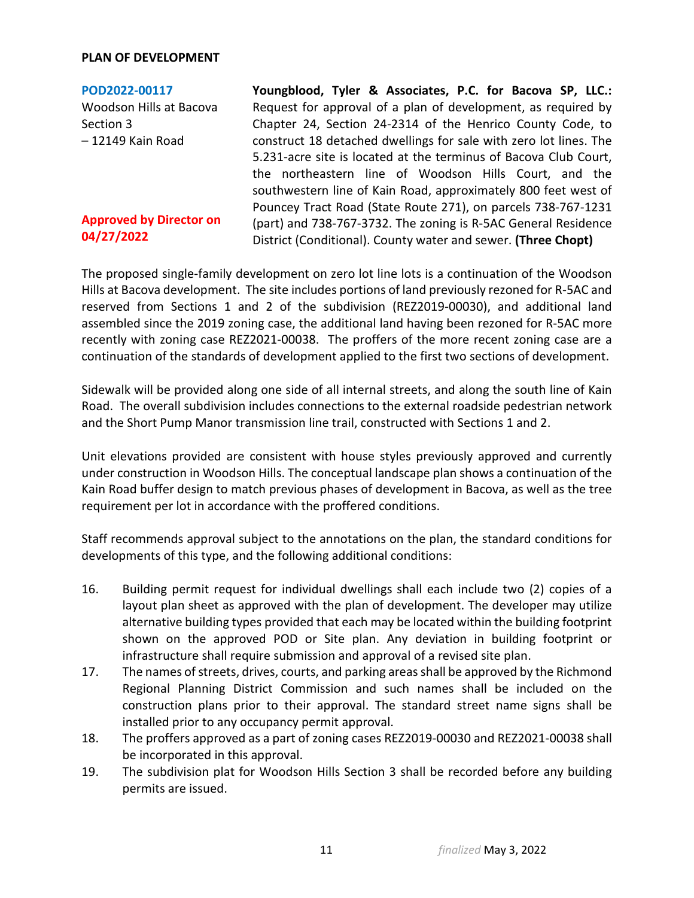**PLAN OF DEVELOPMENT**

**POD2022-00117**
Woodson Hills at Bacova Section 3 – 12149 Kain Road

**Approved by Director on 04/27/2022**

**Youngblood, Tyler & Associates, P.C. for Bacova SP, LLC.:** Request for approval of a plan of development, as required by Chapter 24, Section 24-2314 of the Henrico County Code, to construct 18 detached dwellings for sale with zero lot lines. The 5.231-acre site is located at the terminus of Bacova Club Court, the northeastern line of Woodson Hills Court, and the southwestern line of Kain Road, approximately 800 feet west of Pouncey Tract Road (State Route 271), on parcels 738-767-1231 (part) and 738-767-3732. The zoning is R-5AC General Residence District (Conditional). County water and sewer. **(Three Chopt)**

The proposed single-family development on zero lot line lots is a continuation of the Woodson Hills at Bacova development. The site includes portions of land previously rezoned for R-5AC and reserved from Sections 1 and 2 of the subdivision (REZ2019-00030), and additional land assembled since the 2019 zoning case, the additional land having been rezoned for R-5AC more recently with zoning case REZ2021-00038. The proffers of the more recent zoning case are a continuation of the standards of development applied to the first two sections of development.

Sidewalk will be provided along one side of all internal streets, and along the south line of Kain Road. The overall subdivision includes connections to the external roadside pedestrian network and the Short Pump Manor transmission line trail, constructed with Sections 1 and 2.

Unit elevations provided are consistent with house styles previously approved and currently under construction in Woodson Hills. The conceptual landscape plan shows a continuation of the Kain Road buffer design to match previous phases of development in Bacova, as well as the tree requirement per lot in accordance with the proffered conditions.

Staff recommends approval subject to the annotations on the plan, the standard conditions for developments of this type, and the following additional conditions:

16. Building permit request for individual dwellings shall each include two (2) copies of a layout plan sheet as approved with the plan of development. The developer may utilize alternative building types provided that each may be located within the building footprint shown on the approved POD or Site plan. Any deviation in building footprint or infrastructure shall require submission and approval of a revised site plan.
17. The names of streets, drives, courts, and parking areas shall be approved by the Richmond Regional Planning District Commission and such names shall be included on the construction plans prior to their approval. The standard street name signs shall be installed prior to any occupancy permit approval.
18. The proffers approved as a part of zoning cases REZ2019-00030 and REZ2021-00038 shall be incorporated in this approval.
19. The subdivision plat for Woodson Hills Section 3 shall be recorded before any building permits are issued.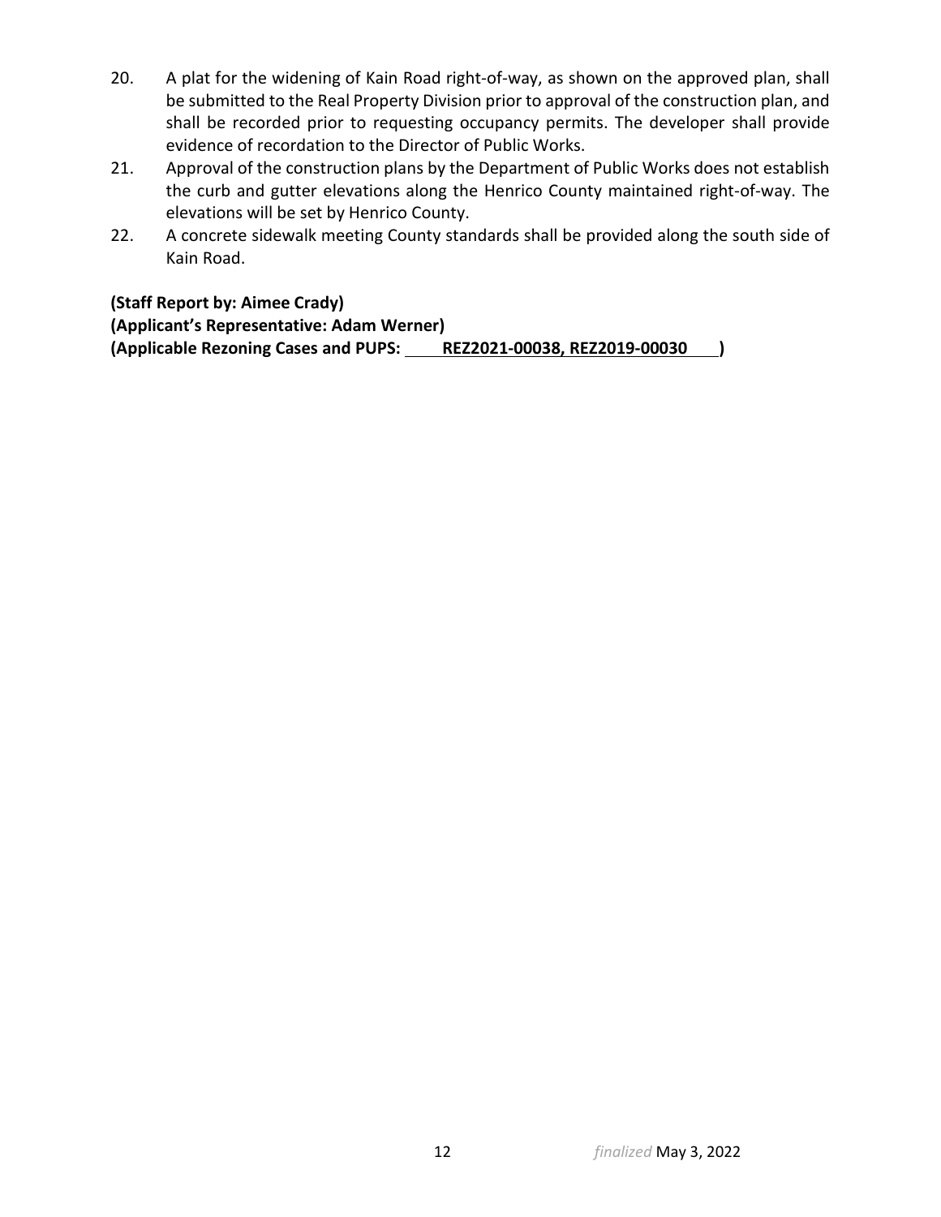20. A plat for the widening of Kain Road right-of-way, as shown on the approved plan, shall be submitted to the Real Property Division prior to approval of the construction plan, and shall be recorded prior to requesting occupancy permits. The developer shall provide evidence of recordation to the Director of Public Works.
21. Approval of the construction plans by the Department of Public Works does not establish the curb and gutter elevations along the Henrico County maintained right-of-way. The elevations will be set by Henrico County.
22. A concrete sidewalk meeting County standards shall be provided along the south side of Kain Road.

**(Staff Report by: Aimee Crady)**
**(Applicant's Representative: Adam Werner)**
**(Applicable Rezoning Cases and PUPS: REZ2021-00038, REZ2019-00030 )**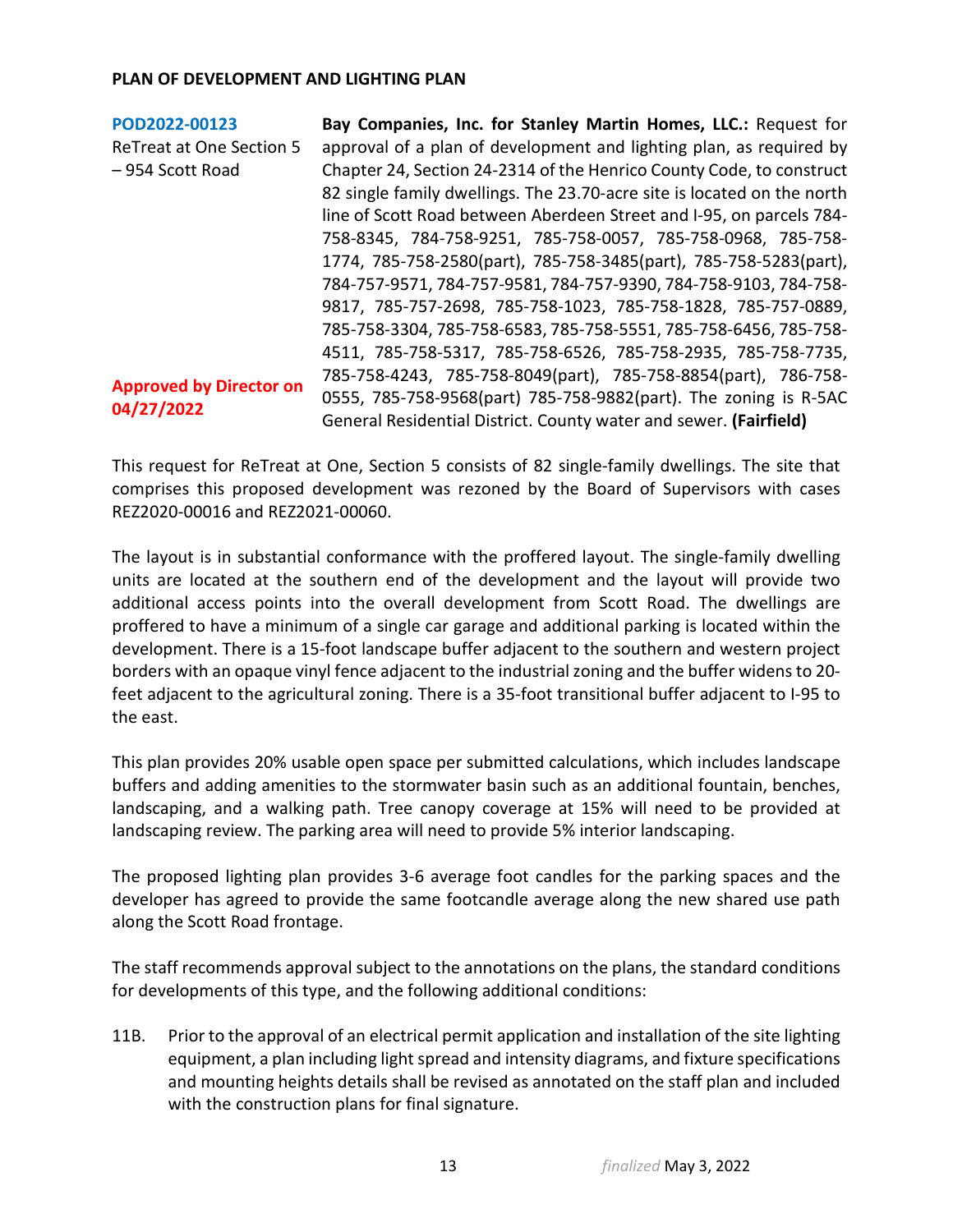**PLAN OF DEVELOPMENT AND LIGHTING PLAN**

**POD2022-00123**
ReTreat at One Section 5 – 954 Scott Road

**Approved by Director on 04/27/2022**

**Bay Companies, Inc. for Stanley Martin Homes, LLC.:** Request for approval of a plan of development and lighting plan, as required by Chapter 24, Section 24-2314 of the Henrico County Code, to construct 82 single family dwellings. The 23.70-acre site is located on the north line of Scott Road between Aberdeen Street and I-95, on parcels 784-758-8345, 784-758-9251, 785-758-0057, 785-758-0968, 785-758-1774, 785-758-2580(part), 785-758-3485(part), 785-758-5283(part), 784-757-9571, 784-757-9581, 784-757-9390, 784-758-9103, 784-758-9817, 785-757-2698, 785-758-1023, 785-758-1828, 785-757-0889, 785-758-3304, 785-758-6583, 785-758-5551, 785-758-6456, 785-758-4511, 785-758-5317, 785-758-6526, 785-758-2935, 785-758-7735, 785-758-4243, 785-758-8049(part), 785-758-8854(part), 786-758-0555, 785-758-9568(part) 785-758-9882(part). The zoning is R-5AC General Residential District. County water and sewer. **(Fairfield)**

This request for ReTreat at One, Section 5 consists of 82 single-family dwellings. The site that comprises this proposed development was rezoned by the Board of Supervisors with cases REZ2020-00016 and REZ2021-00060.

The layout is in substantial conformance with the proffered layout. The single-family dwelling units are located at the southern end of the development and the layout will provide two additional access points into the overall development from Scott Road. The dwellings are proffered to have a minimum of a single car garage and additional parking is located within the development. There is a 15-foot landscape buffer adjacent to the southern and western project borders with an opaque vinyl fence adjacent to the industrial zoning and the buffer widens to 20-feet adjacent to the agricultural zoning. There is a 35-foot transitional buffer adjacent to I-95 to the east.

This plan provides 20% usable open space per submitted calculations, which includes landscape buffers and adding amenities to the stormwater basin such as an additional fountain, benches, landscaping, and a walking path. Tree canopy coverage at 15% will need to be provided at landscaping review. The parking area will need to provide 5% interior landscaping.

The proposed lighting plan provides 3-6 average foot candles for the parking spaces and the developer has agreed to provide the same footcandle average along the new shared use path along the Scott Road frontage.

The staff recommends approval subject to the annotations on the plans, the standard conditions for developments of this type, and the following additional conditions:

11B. Prior to the approval of an electrical permit application and installation of the site lighting equipment, a plan including light spread and intensity diagrams, and fixture specifications and mounting heights details shall be revised as annotated on the staff plan and included with the construction plans for final signature.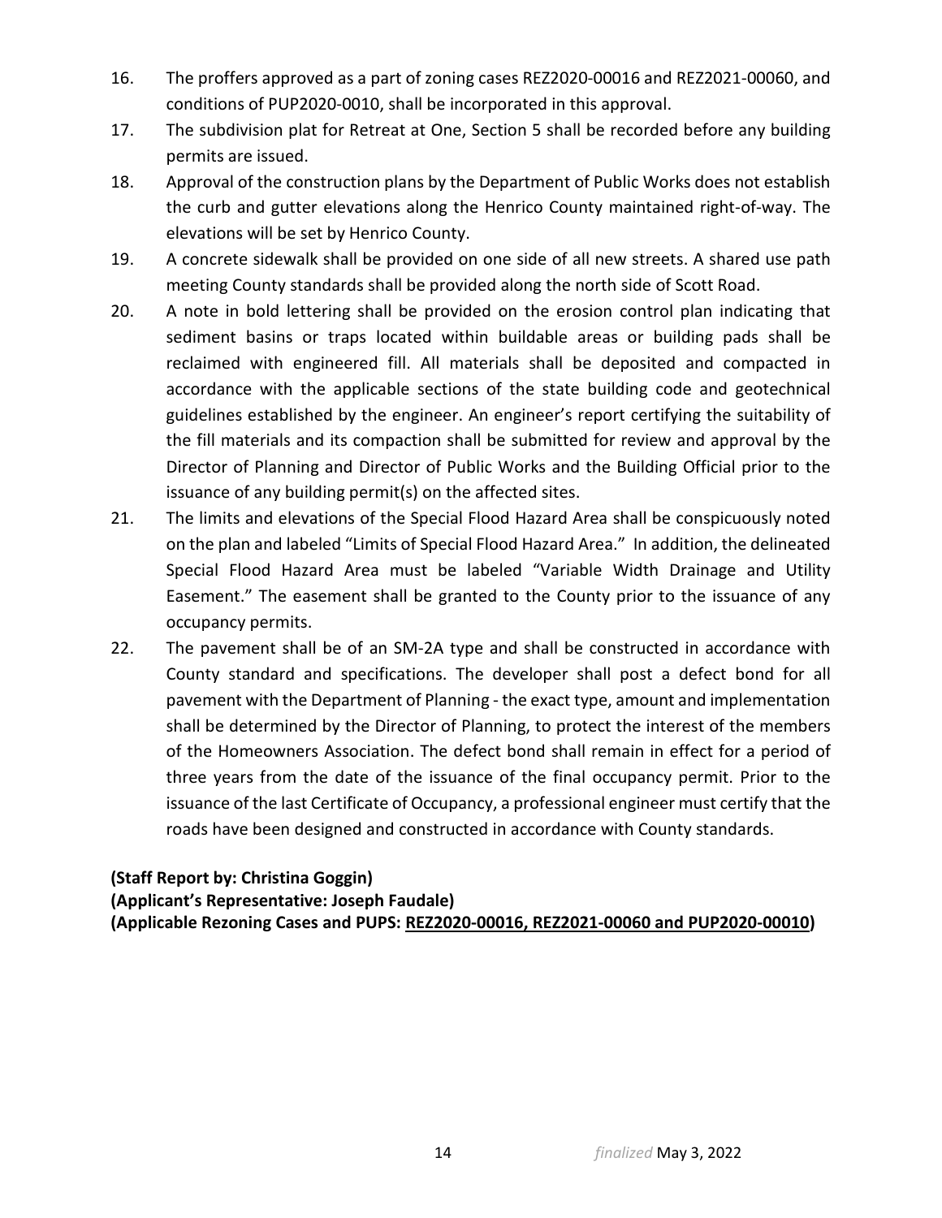16. The proffers approved as a part of zoning cases REZ2020-00016 and REZ2021-00060, and conditions of PUP2020-0010, shall be incorporated in this approval.
17. The subdivision plat for Retreat at One, Section 5 shall be recorded before any building permits are issued.
18. Approval of the construction plans by the Department of Public Works does not establish the curb and gutter elevations along the Henrico County maintained right-of-way. The elevations will be set by Henrico County.
19. A concrete sidewalk shall be provided on one side of all new streets. A shared use path meeting County standards shall be provided along the north side of Scott Road.
20. A note in bold lettering shall be provided on the erosion control plan indicating that sediment basins or traps located within buildable areas or building pads shall be reclaimed with engineered fill. All materials shall be deposited and compacted in accordance with the applicable sections of the state building code and geotechnical guidelines established by the engineer. An engineer's report certifying the suitability of the fill materials and its compaction shall be submitted for review and approval by the Director of Planning and Director of Public Works and the Building Official prior to the issuance of any building permit(s) on the affected sites.
21. The limits and elevations of the Special Flood Hazard Area shall be conspicuously noted on the plan and labeled "Limits of Special Flood Hazard Area." In addition, the delineated Special Flood Hazard Area must be labeled "Variable Width Drainage and Utility Easement." The easement shall be granted to the County prior to the issuance of any occupancy permits.
22. The pavement shall be of an SM-2A type and shall be constructed in accordance with County standard and specifications. The developer shall post a defect bond for all pavement with the Department of Planning - the exact type, amount and implementation shall be determined by the Director of Planning, to protect the interest of the members of the Homeowners Association. The defect bond shall remain in effect for a period of three years from the date of the issuance of the final occupancy permit. Prior to the issuance of the last Certificate of Occupancy, a professional engineer must certify that the roads have been designed and constructed in accordance with County standards.

**(Staff Report by: Christina Goggin)**
**(Applicant's Representative: Joseph Faudale)**
**(Applicable Rezoning Cases and PUPS: <u>REZ2020-00016, REZ2021-00060 and PUP2020-00010</u>)**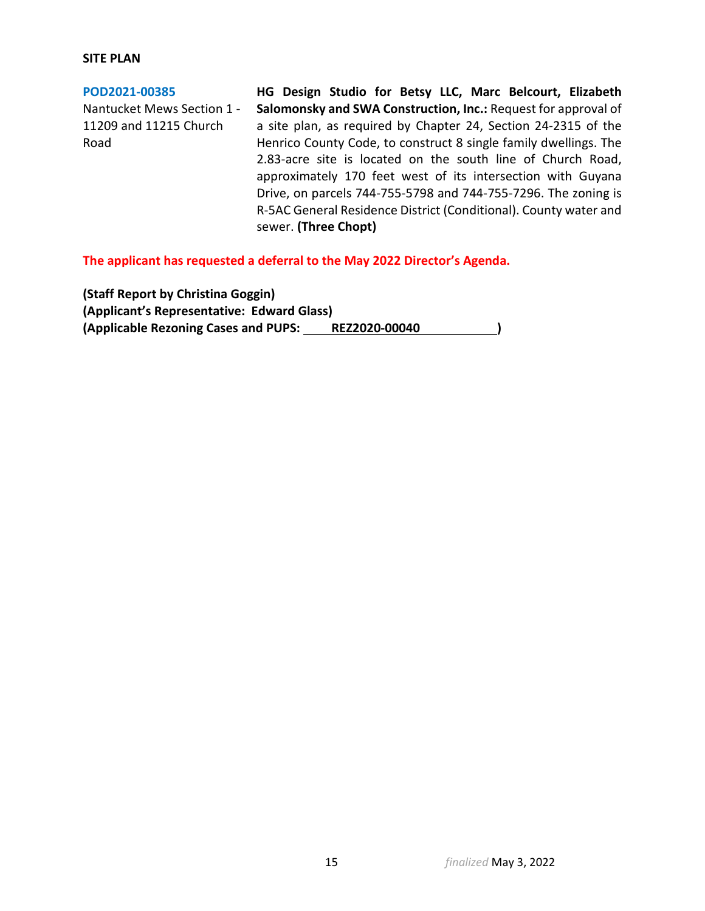**SITE PLAN**

**POD2021-00385**
Nantucket Mews Section 1 - 11209 and 11215 Church Road

**HG Design Studio for Betsy LLC, Marc Belcourt, Elizabeth Salomonsky and SWA Construction, Inc.:** Request for approval of a site plan, as required by Chapter 24, Section 24-2315 of the Henrico County Code, to construct 8 single family dwellings. The 2.83-acre site is located on the south line of Church Road, approximately 170 feet west of its intersection with Guyana Drive, on parcels 744-755-5798 and 744-755-7296. The zoning is R-5AC General Residence District (Conditional). County water and sewer. **(Three Chopt)**

**The applicant has requested a deferral to the May 2022 Director's Agenda.**

**(Staff Report by Christina Goggin)**
**(Applicant's Representative: Edward Glass)**
**(Applicable Rezoning Cases and PUPS: REZ2020-00040 )**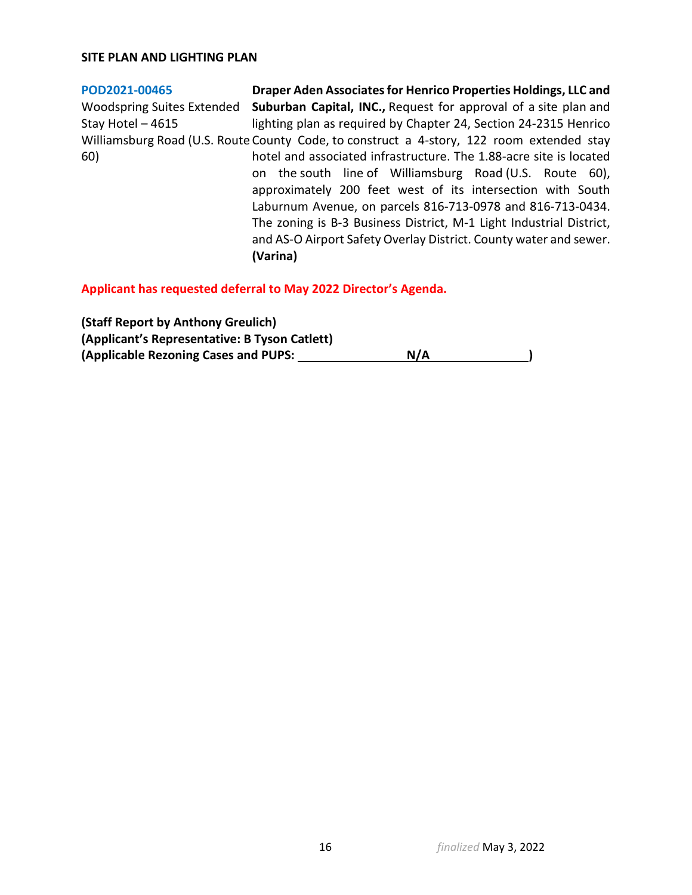**SITE PLAN AND LIGHTING PLAN**

| | |
|---|---|
| **POD2021-00465**<br>Woodspring Suites Extended Stay Hotel – 4615 Williamsburg Road (U.S. Route 60) | **Draper Aden Associates for Henrico Properties Holdings, LLC and Suburban Capital, INC.,** Request for approval of a site plan and lighting plan as required by Chapter 24, Section 24-2315 Henrico County Code, to construct a 4-story, 122 room extended stay hotel and associated infrastructure. The 1.88-acre site is located on the south line of Williamsburg Road (U.S. Route 60), approximately 200 feet west of its intersection with South Laburnum Avenue, on parcels 816-713-0978 and 816-713-0434. The zoning is B-3 Business District, M-1 Light Industrial District, and AS-O Airport Safety Overlay District. County water and sewer. **(Varina)** |

**Applicant has requested deferral to May 2022 Director's Agenda.**

**(Staff Report by Anthony Greulich)**
**(Applicant's Representative: B Tyson Catlett)**
**(Applicable Rezoning Cases and PUPS: N/A )**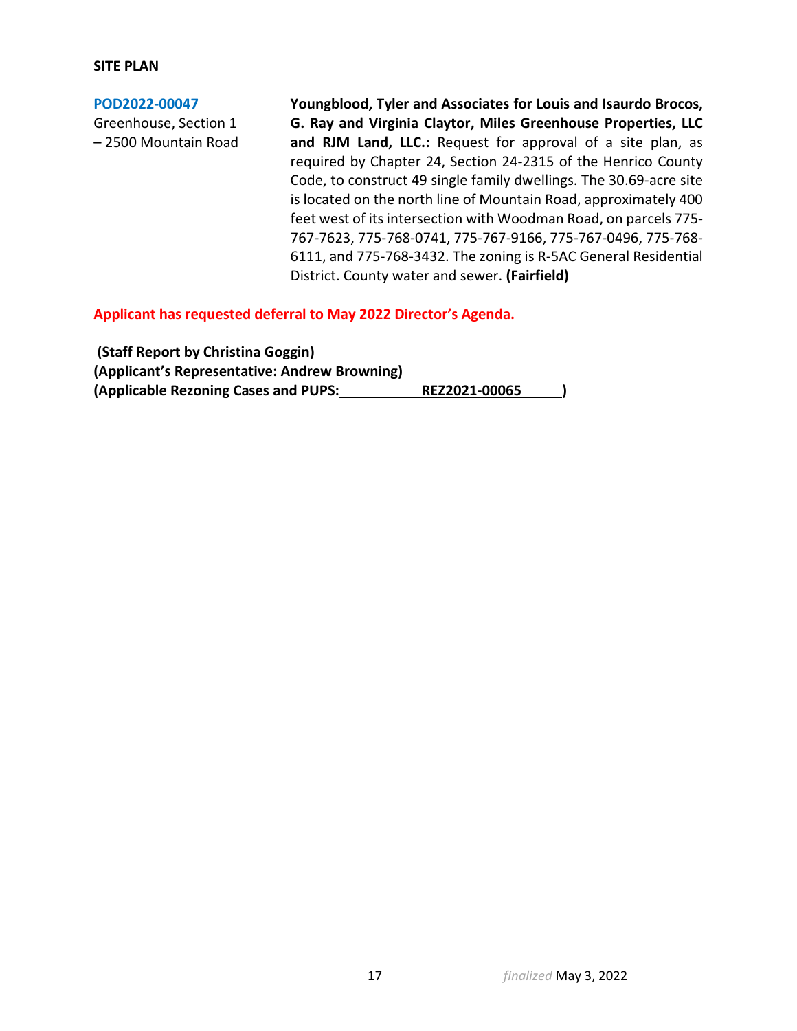**SITE PLAN**

**POD2022-00047**
Greenhouse, Section 1 – 2500 Mountain Road

**Youngblood, Tyler and Associates for Louis and Isaurdo Brocos, G. Ray and Virginia Claytor, Miles Greenhouse Properties, LLC and RJM Land, LLC.:** Request for approval of a site plan, as required by Chapter 24, Section 24-2315 of the Henrico County Code, to construct 49 single family dwellings. The 30.69-acre site is located on the north line of Mountain Road, approximately 400 feet west of its intersection with Woodman Road, on parcels 775-767-7623, 775-768-0741, 775-767-9166, 775-767-0496, 775-768-6111, and 775-768-3432. The zoning is R-5AC General Residential District. County water and sewer. **(Fairfield)**

**Applicant has requested deferral to May 2022 Director's Agenda.**

**(Staff Report by Christina Goggin)**
**(Applicant's Representative: Andrew Browning)**
**(Applicable Rezoning Cases and PUPS: REZ2021-00065 )**

*finalized* May 3, 2022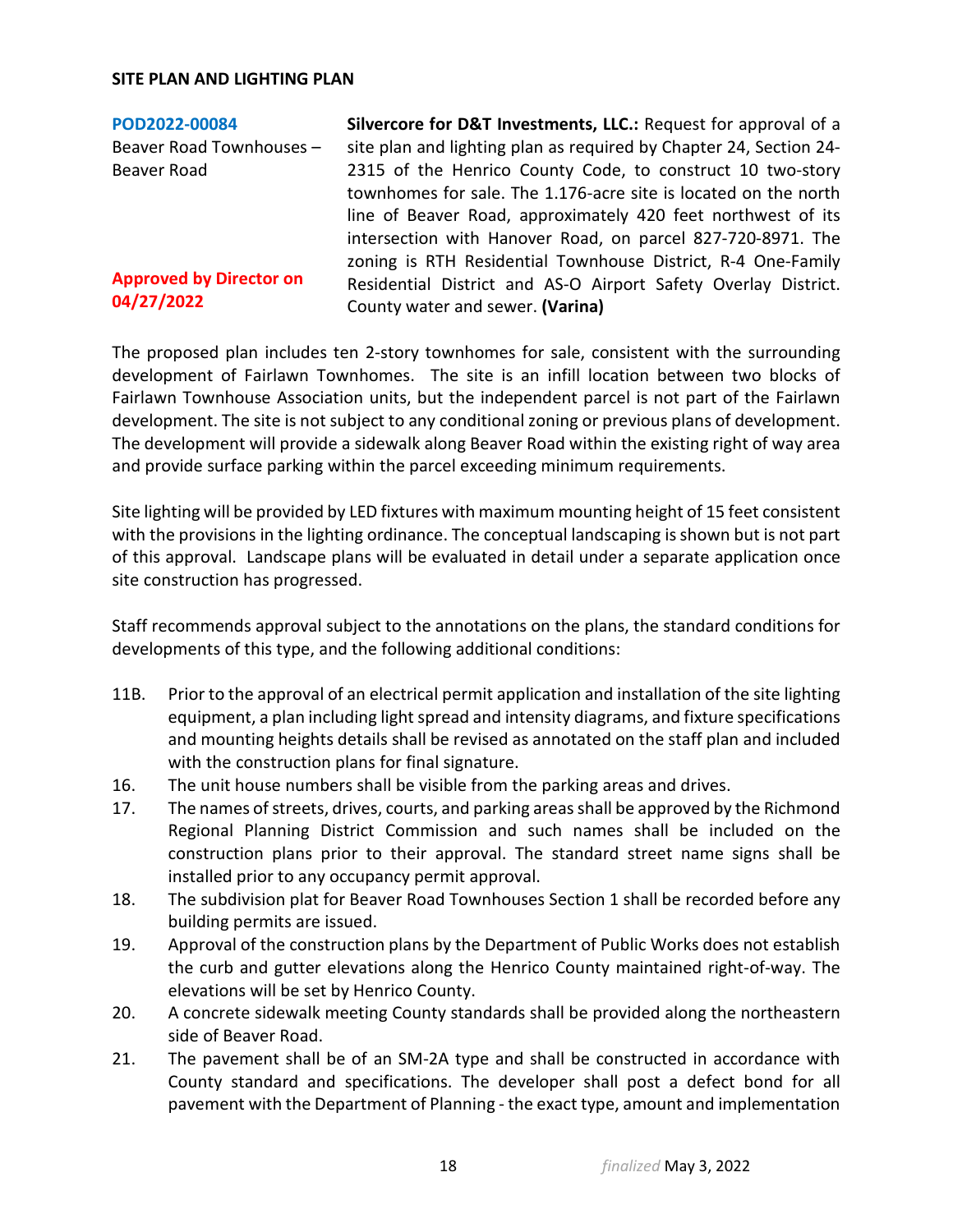**SITE PLAN AND LIGHTING PLAN**

**POD2022-00084**
Beaver Road Townhouses – Beaver Road

**Approved by Director on 04/27/2022**

**Silvercore for D&T Investments, LLC.:** Request for approval of a site plan and lighting plan as required by Chapter 24, Section 24-2315 of the Henrico County Code, to construct 10 two-story townhomes for sale. The 1.176-acre site is located on the north line of Beaver Road, approximately 420 feet northwest of its intersection with Hanover Road, on parcel 827-720-8971. The zoning is RTH Residential Townhouse District, R-4 One-Family Residential District and AS-O Airport Safety Overlay District. County water and sewer. **(Varina)**

The proposed plan includes ten 2-story townhomes for sale, consistent with the surrounding development of Fairlawn Townhomes. The site is an infill location between two blocks of Fairlawn Townhouse Association units, but the independent parcel is not part of the Fairlawn development. The site is not subject to any conditional zoning or previous plans of development. The development will provide a sidewalk along Beaver Road within the existing right of way area and provide surface parking within the parcel exceeding minimum requirements.

Site lighting will be provided by LED fixtures with maximum mounting height of 15 feet consistent with the provisions in the lighting ordinance. The conceptual landscaping is shown but is not part of this approval. Landscape plans will be evaluated in detail under a separate application once site construction has progressed.

Staff recommends approval subject to the annotations on the plans, the standard conditions for developments of this type, and the following additional conditions:

11B. Prior to the approval of an electrical permit application and installation of the site lighting equipment, a plan including light spread and intensity diagrams, and fixture specifications and mounting heights details shall be revised as annotated on the staff plan and included with the construction plans for final signature.

16. The unit house numbers shall be visible from the parking areas and drives.

17. The names of streets, drives, courts, and parking areas shall be approved by the Richmond Regional Planning District Commission and such names shall be included on the construction plans prior to their approval. The standard street name signs shall be installed prior to any occupancy permit approval.

18. The subdivision plat for Beaver Road Townhouses Section 1 shall be recorded before any building permits are issued.

19. Approval of the construction plans by the Department of Public Works does not establish the curb and gutter elevations along the Henrico County maintained right-of-way. The elevations will be set by Henrico County.

20. A concrete sidewalk meeting County standards shall be provided along the northeastern side of Beaver Road.

21. The pavement shall be of an SM-2A type and shall be constructed in accordance with County standard and specifications. The developer shall post a defect bond for all pavement with the Department of Planning - the exact type, amount and implementation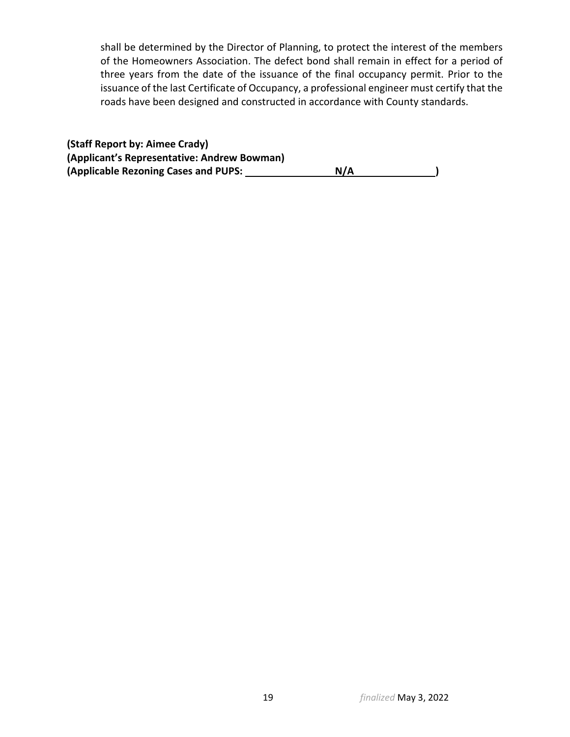shall be determined by the Director of Planning, to protect the interest of the members of the Homeowners Association. The defect bond shall remain in effect for a period of three years from the date of the issuance of the final occupancy permit. Prior to the issuance of the last Certificate of Occupancy, a professional engineer must certify that the roads have been designed and constructed in accordance with County standards.

**(Staff Report by: Aimee Crady)**
**(Applicant's Representative: Andrew Bowman)**
**(Applicable Rezoning Cases and PUPS: N/A )**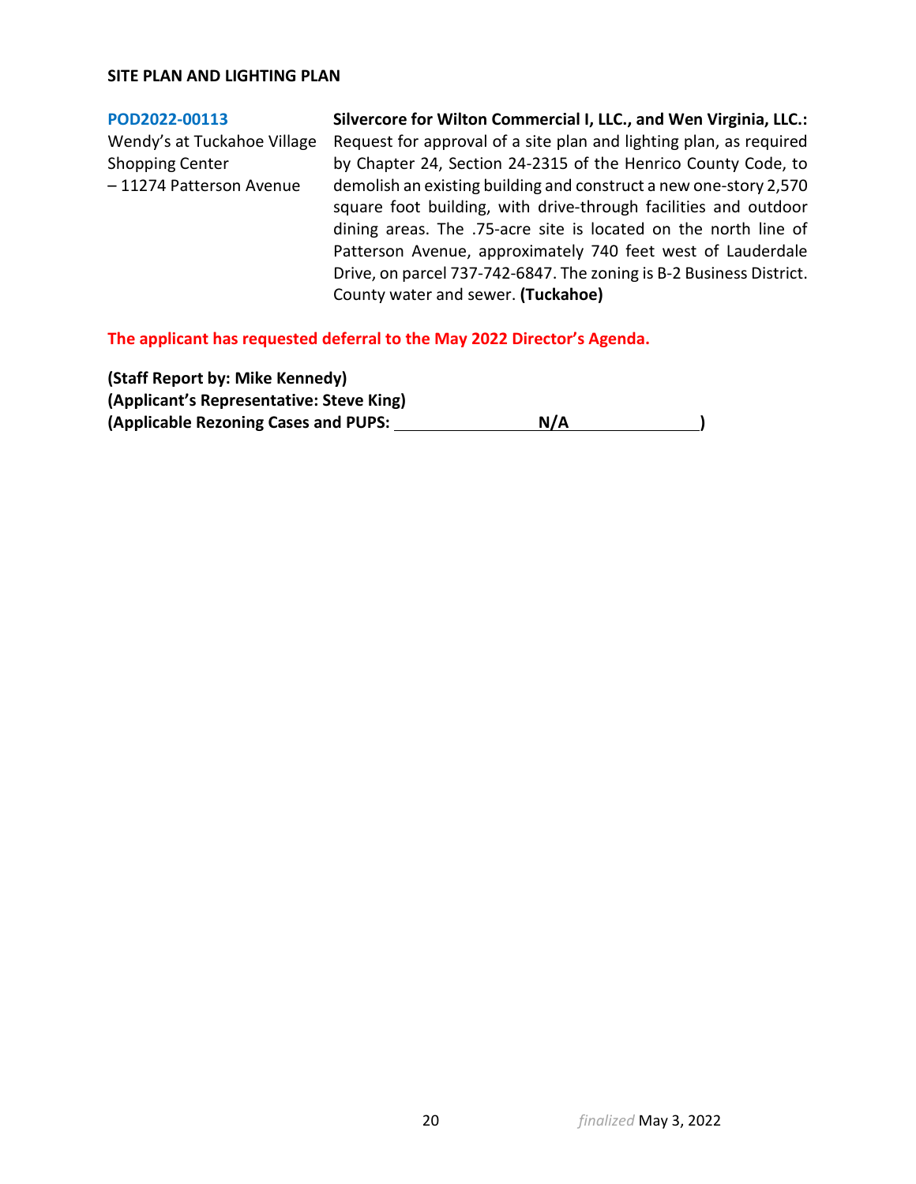**SITE PLAN AND LIGHTING PLAN**

| | |
|---|---|
| **POD2022-00113**<br>Wendy's at Tuckahoe Village Shopping Center – 11274 Patterson Avenue | **Silvercore for Wilton Commercial I, LLC., and Wen Virginia, LLC.:** Request for approval of a site plan and lighting plan, as required by Chapter 24, Section 24-2315 of the Henrico County Code, to demolish an existing building and construct a new one-story 2,570 square foot building, with drive-through facilities and outdoor dining areas. The .75-acre site is located on the north line of Patterson Avenue, approximately 740 feet west of Lauderdale Drive, on parcel 737-742-6847. The zoning is B-2 Business District. County water and sewer. **(Tuckahoe)** |

**The applicant has requested deferral to the May 2022 Director's Agenda.**

**(Staff Report by: Mike Kennedy)**
**(Applicant's Representative: Steve King)**
**(Applicable Rezoning Cases and PUPS: N/A )**

*finalized* May 3, 2022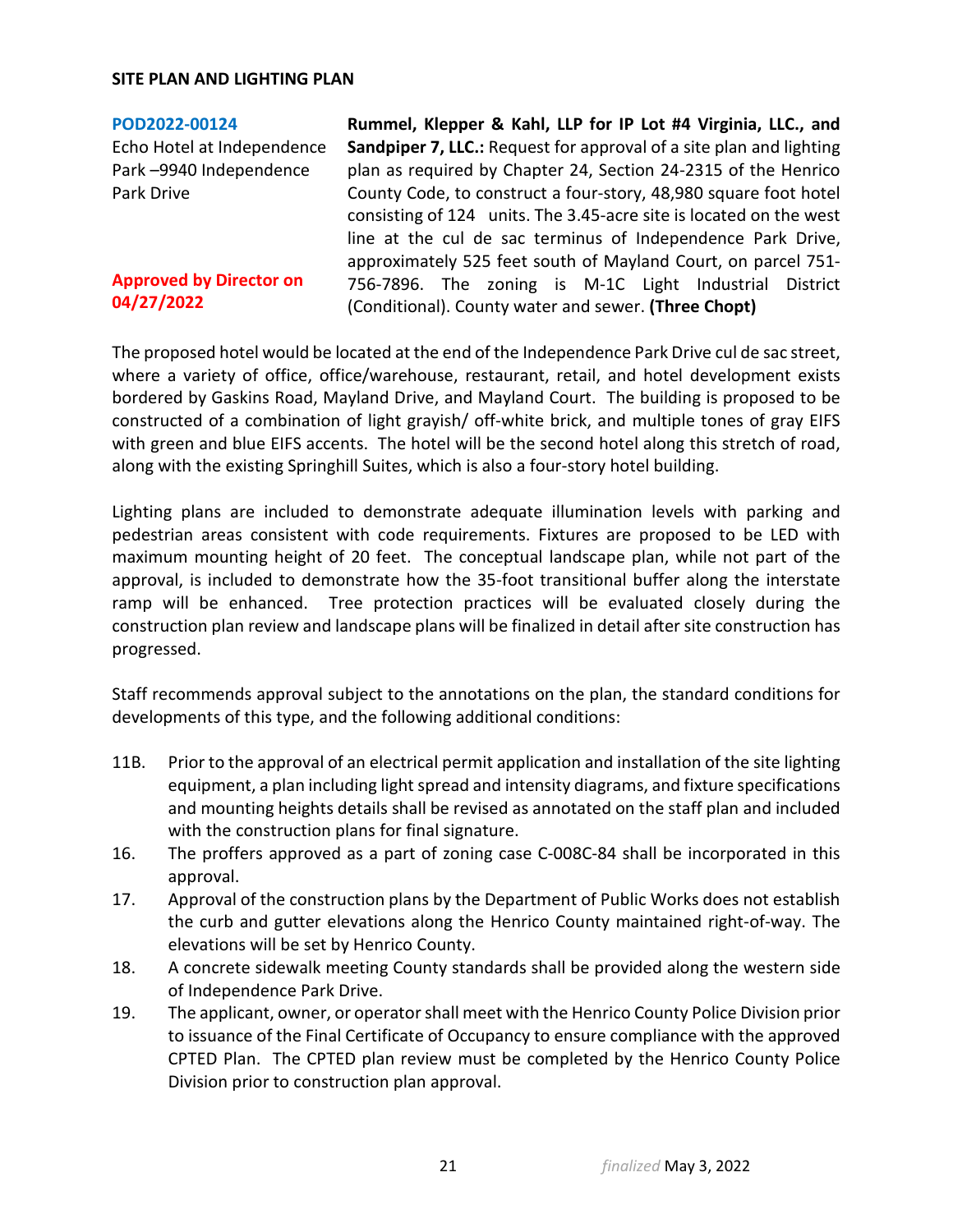**SITE PLAN AND LIGHTING PLAN**

**POD2022-00124**
Echo Hotel at Independence Park –9940 Independence Park Drive

**Approved by Director on 04/27/2022**

**Rummel, Klepper & Kahl, LLP for IP Lot #4 Virginia, LLC., and Sandpiper 7, LLC.:** Request for approval of a site plan and lighting plan as required by Chapter 24, Section 24-2315 of the Henrico County Code, to construct a four-story, 48,980 square foot hotel consisting of 124 units. The 3.45-acre site is located on the west line at the cul de sac terminus of Independence Park Drive, approximately 525 feet south of Mayland Court, on parcel 751-756-7896. The zoning is M-1C Light Industrial District (Conditional). County water and sewer. **(Three Chopt)**

The proposed hotel would be located at the end of the Independence Park Drive cul de sac street, where a variety of office, office/warehouse, restaurant, retail, and hotel development exists bordered by Gaskins Road, Mayland Drive, and Mayland Court. The building is proposed to be constructed of a combination of light grayish/ off-white brick, and multiple tones of gray EIFS with green and blue EIFS accents. The hotel will be the second hotel along this stretch of road, along with the existing Springhill Suites, which is also a four-story hotel building.

Lighting plans are included to demonstrate adequate illumination levels with parking and pedestrian areas consistent with code requirements. Fixtures are proposed to be LED with maximum mounting height of 20 feet. The conceptual landscape plan, while not part of the approval, is included to demonstrate how the 35-foot transitional buffer along the interstate ramp will be enhanced. Tree protection practices will be evaluated closely during the construction plan review and landscape plans will be finalized in detail after site construction has progressed.

Staff recommends approval subject to the annotations on the plan, the standard conditions for developments of this type, and the following additional conditions:

11B. Prior to the approval of an electrical permit application and installation of the site lighting equipment, a plan including light spread and intensity diagrams, and fixture specifications and mounting heights details shall be revised as annotated on the staff plan and included with the construction plans for final signature.

16. The proffers approved as a part of zoning case C-008C-84 shall be incorporated in this approval.

17. Approval of the construction plans by the Department of Public Works does not establish the curb and gutter elevations along the Henrico County maintained right-of-way. The elevations will be set by Henrico County.

18. A concrete sidewalk meeting County standards shall be provided along the western side of Independence Park Drive.

19. The applicant, owner, or operator shall meet with the Henrico County Police Division prior to issuance of the Final Certificate of Occupancy to ensure compliance with the approved CPTED Plan. The CPTED plan review must be completed by the Henrico County Police Division prior to construction plan approval.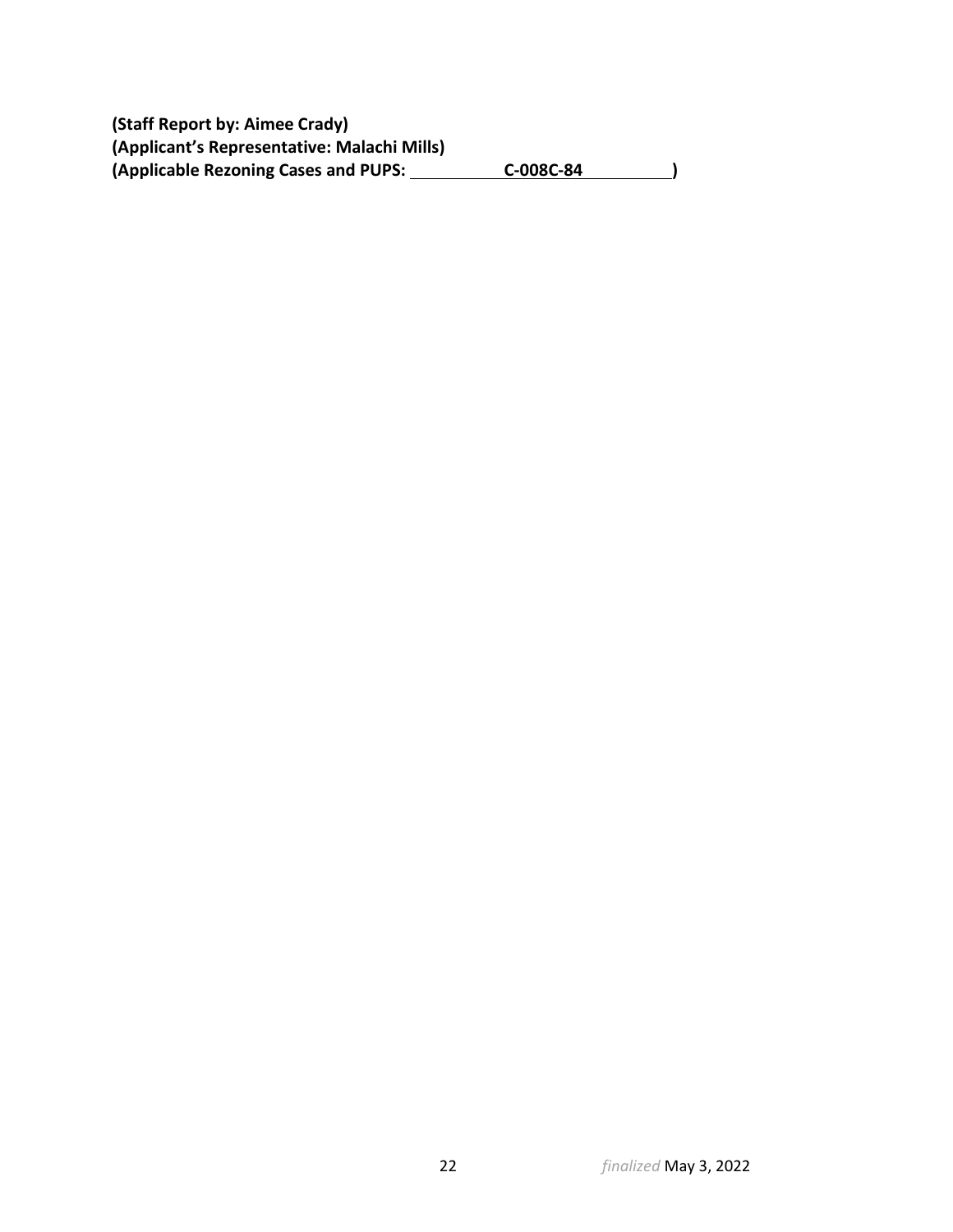**(Staff Report by: Aimee Crady)**
**(Applicant's Representative: Malachi Mills)**
**(Applicable Rezoning Cases and PUPS: C-008C-84 )**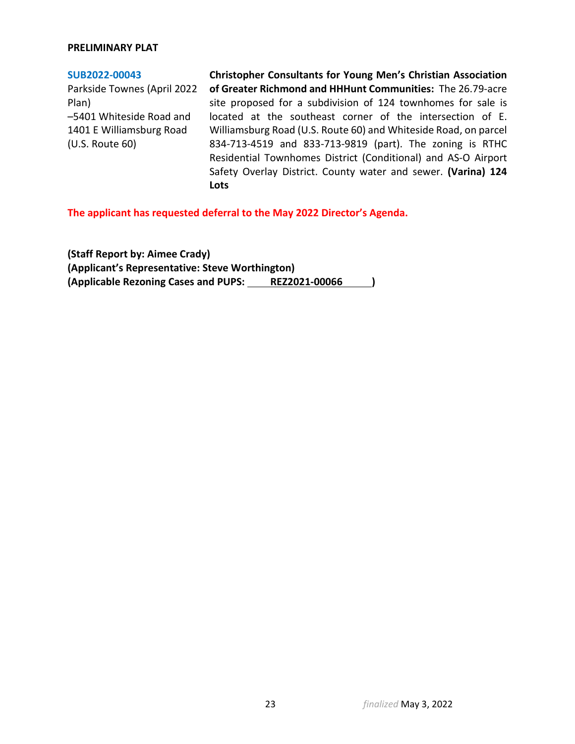**PRELIMINARY PLAT**

| | |
|---|---|
| **SUB2022-00043**<br>Parkside Townes (April 2022 Plan)<br>–5401 Whiteside Road and 1401 E Williamsburg Road (U.S. Route 60) | **Christopher Consultants for Young Men's Christian Association of Greater Richmond and HHHunt Communities:** The 26.79-acre site proposed for a subdivision of 124 townhomes for sale is located at the southeast corner of the intersection of E. Williamsburg Road (U.S. Route 60) and Whiteside Road, on parcel 834-713-4519 and 833-713-9819 (part). The zoning is RTHC Residential Townhomes District (Conditional) and AS-O Airport Safety Overlay District. County water and sewer. **(Varina) 124 Lots** |

**The applicant has requested deferral to the May 2022 Director's Agenda.**

**(Staff Report by: Aimee Crady)**
**(Applicant's Representative: Steve Worthington)**
**(Applicable Rezoning Cases and PUPS: REZ2021-00066 )**

*finalized* May 3, 2022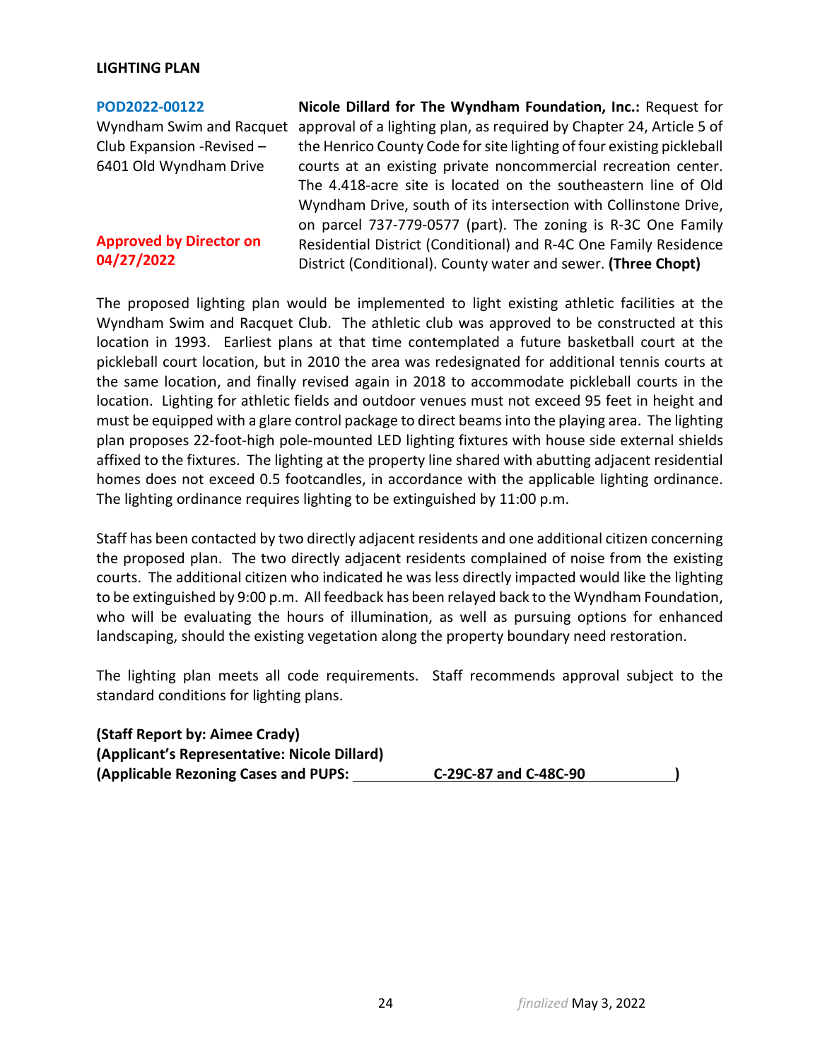**LIGHTING PLAN**

**POD2022-00122**
Wyndham Swim and Racquet Club Expansion -Revised – 6401 Old Wyndham Drive

**Approved by Director on 04/27/2022**

**Nicole Dillard for The Wyndham Foundation, Inc.:** Request for approval of a lighting plan, as required by Chapter 24, Article 5 of the Henrico County Code for site lighting of four existing pickleball courts at an existing private noncommercial recreation center. The 4.418-acre site is located on the southeastern line of Old Wyndham Drive, south of its intersection with Collinstone Drive, on parcel 737-779-0577 (part). The zoning is R-3C One Family Residential District (Conditional) and R-4C One Family Residence District (Conditional). County water and sewer. **(Three Chopt)**

The proposed lighting plan would be implemented to light existing athletic facilities at the Wyndham Swim and Racquet Club. The athletic club was approved to be constructed at this location in 1993. Earliest plans at that time contemplated a future basketball court at the pickleball court location, but in 2010 the area was redesignated for additional tennis courts at the same location, and finally revised again in 2018 to accommodate pickleball courts in the location. Lighting for athletic fields and outdoor venues must not exceed 95 feet in height and must be equipped with a glare control package to direct beams into the playing area. The lighting plan proposes 22-foot-high pole-mounted LED lighting fixtures with house side external shields affixed to the fixtures. The lighting at the property line shared with abutting adjacent residential homes does not exceed 0.5 footcandles, in accordance with the applicable lighting ordinance. The lighting ordinance requires lighting to be extinguished by 11:00 p.m.

Staff has been contacted by two directly adjacent residents and one additional citizen concerning the proposed plan. The two directly adjacent residents complained of noise from the existing courts. The additional citizen who indicated he was less directly impacted would like the lighting to be extinguished by 9:00 p.m. All feedback has been relayed back to the Wyndham Foundation, who will be evaluating the hours of illumination, as well as pursuing options for enhanced landscaping, should the existing vegetation along the property boundary need restoration.

The lighting plan meets all code requirements. Staff recommends approval subject to the standard conditions for lighting plans.

**(Staff Report by: Aimee Crady)**
**(Applicant's Representative: Nicole Dillard)**
**(Applicable Rezoning Cases and PUPS: C-29C-87 and C-48C-90 )**